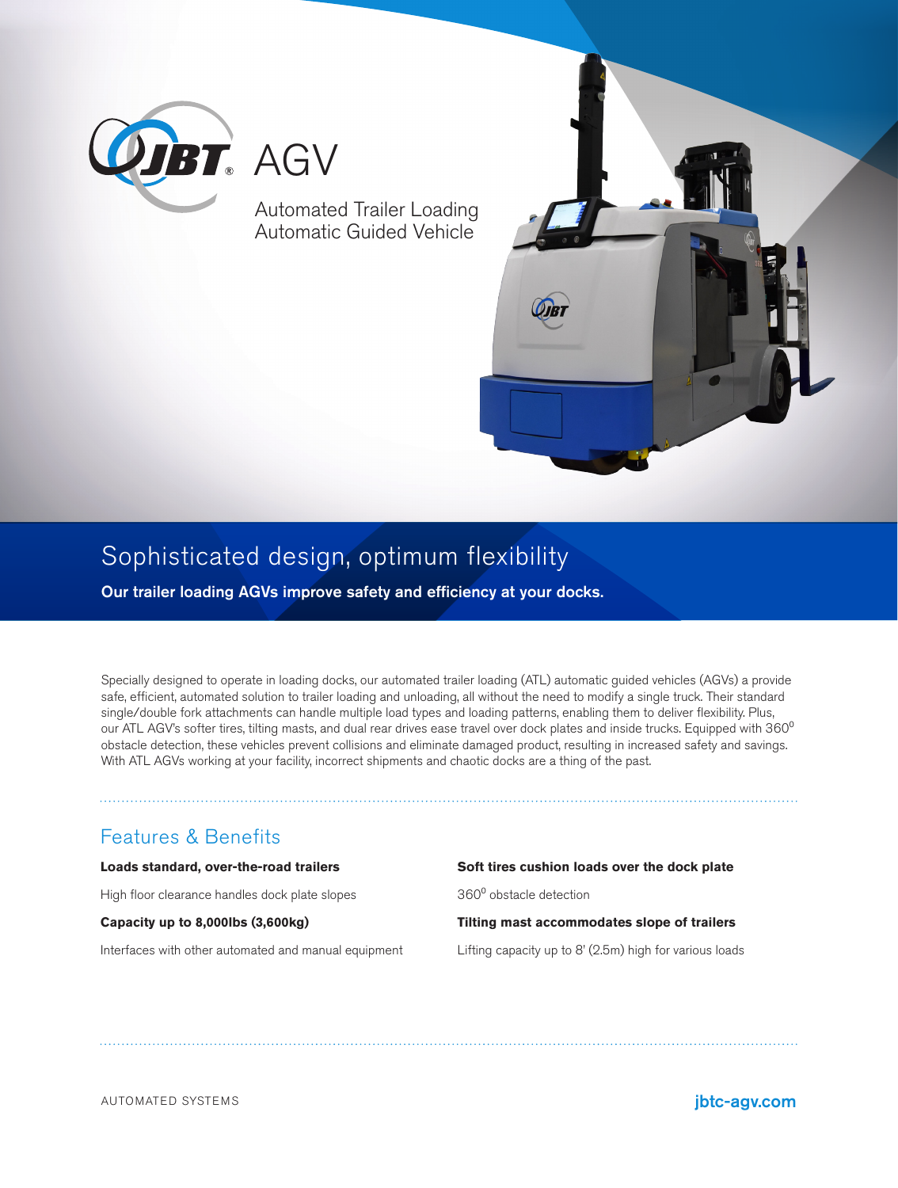# JBT AGV

Automated Trailer Loading
Automatic Guided Vehicle

## Sophisticated design, optimum flexibility

**Our trailer loading AGVs improve safety and efficiency at your docks.**

Specially designed to operate in loading docks, our automated trailer loading (ATL) automatic guided vehicles (AGVs) a provide safe, efficient, automated solution to trailer loading and unloading, all without the need to modify a single truck. Their standard single/double fork attachments can handle multiple load types and loading patterns, enabling them to deliver flexibility. Plus, our ATL AGV's softer tires, tilting masts, and dual rear drives ease travel over dock plates and inside trucks. Equipped with $360^0$ obstacle detection, these vehicles prevent collisions and eliminate damaged product, resulting in increased safety and savings. With ATL AGVs working at your facility, incorrect shipments and chaotic docks are a thing of the past.

## Features & Benefits

**Loads standard, over-the-road trailers**

High floor clearance handles dock plate slopes

**Capacity up to 8,000lbs (3,600kg)**

Interfaces with other automated and manual equipment

**Soft tires cushion loads over the dock plate**

$360^0$ obstacle detection

**Tilting mast accommodates slope of trailers**

Lifting capacity up to 8' (2.5m) high for various loads

AUTOMATED SYSTEMS

jbtc-agv.com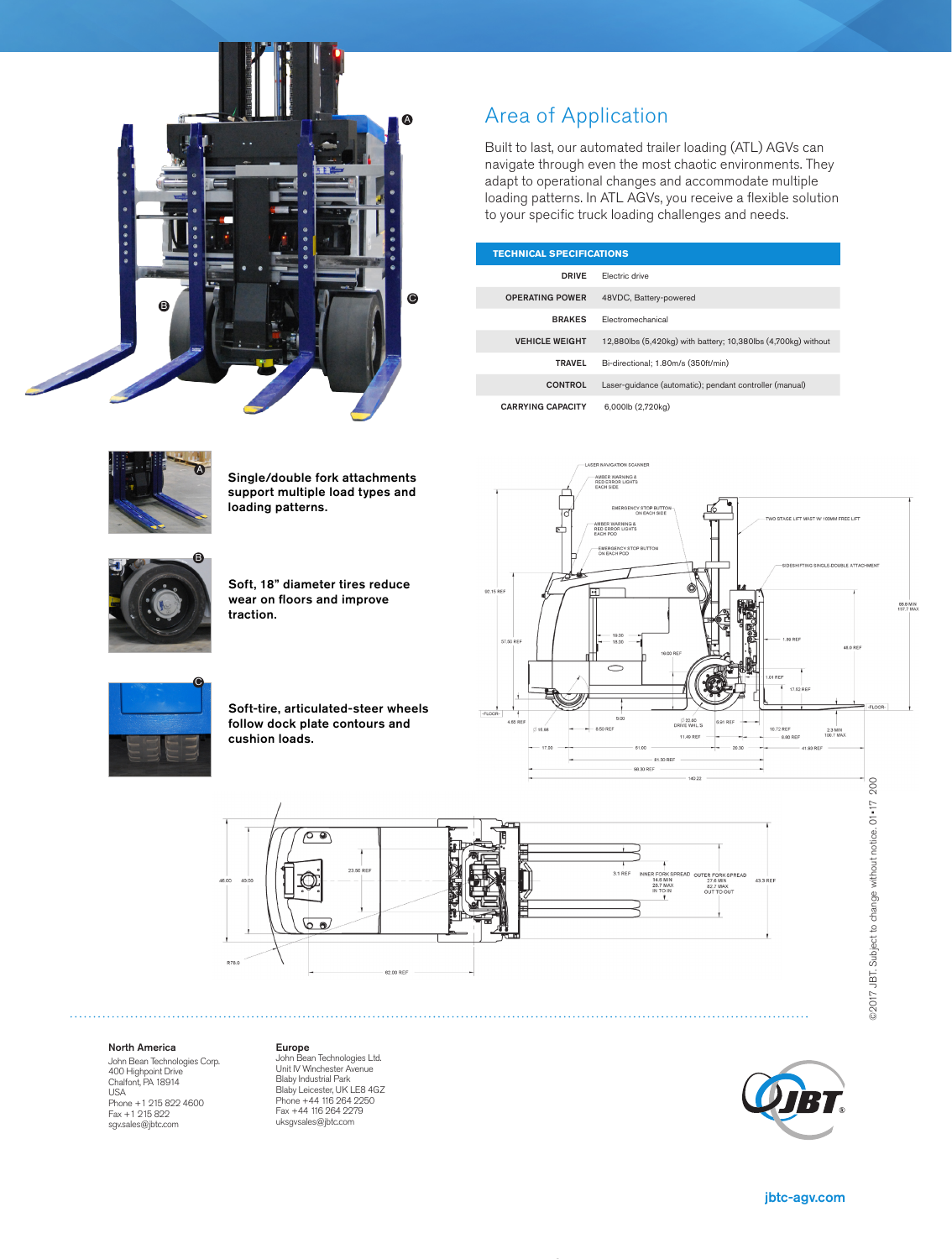## Area of Application

Built to last, our automated trailer loading (ATL) AGVs can navigate through even the most chaotic environments. They adapt to operational changes and accommodate multiple loading patterns. In ATL AGVs, you receive a flexible solution to your specific truck loading challenges and needs.

| TECHNICAL SPECIFICATIONS | |
|---|---|
| DRIVE | Electric drive |
| OPERATING POWER | 48VDC, Battery-powered |
| BRAKES | Electromechanical |
| VEHICLE WEIGHT | 12,880lbs (5,420kg) with battery; 10,380lbs (4,700kg) without |
| TRAVEL | Bi-directional; 1.80m/s (350ft/min) |
| CONTROL | Laser-guidance (automatic); pendant controller (manual) |
| CARRYING CAPACITY | 6,000lb (2,720kg) |

**A** — **Single/double fork attachments support multiple load types and loading patterns.**

**B** — **Soft, 18" diameter tires reduce wear on floors and improve traction.**

**C** — **Soft-tire, articulated-steer wheels follow dock plate contours and cushion loads.**

LASER NAVIGATION SCANNER
AMBER WARNING & RED ERROR LIGHTS EACH SIDE
EMERGENCY STOP BUTTON ON EACH SIDE
AMBER WARNING & RED ERROR LIGHTS EACH POD
EMERGENCY STOP BUTTON ON EACH POD
TWO STAGE LIFT MAST W/ 100MM FREE LIFT
SIDESHIFTING SINGLE-DOUBLE ATTACHMENT
INNER FORK SPREAD 14.6 MIN 28.7 MAX IN TO IN
OUTER FORK SPREAD 37.6 MIN 82.7 MAX OUT TO OUT

©2017 JBT. Subject to change without notice. 01•17 200

**North America**
John Bean Technologies Corp.
400 Highpoint Drive
Chalfont, PA 18914
USA
Phone +1 215 822 4600
Fax +1 215 822
sgv.sales@jbtc.com

**Europe**
John Bean Technologies Ltd.
Unit IV Winchester Avenue
Blaby Industrial Park
Blaby Leicester, UK LE8 4GZ
Phone +44 116 264 2250
Fax +44 116 264 2279
uksgvsales@jbtc.com

JBT®

jbtc-agv.com